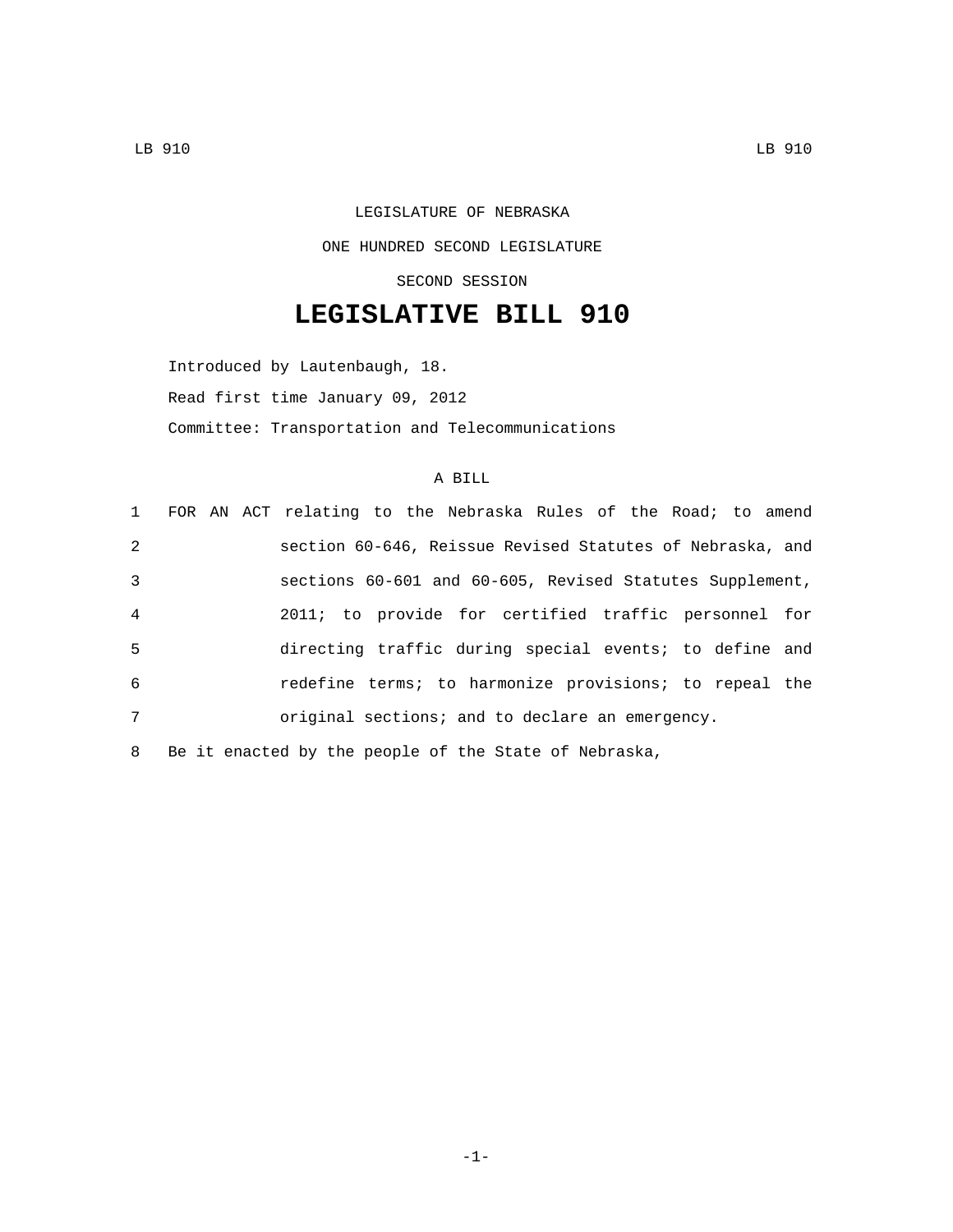LEGISLATURE OF NEBRASKA

ONE HUNDRED SECOND LEGISLATURE

SECOND SESSION

# LEGISLATIVE BILL 910

Introduced by Lautenbaugh, 18.

Read first time January 09, 2012

Committee: Transportation and Telecommunications

A BILL

1 FOR AN ACT relating to the Nebraska Rules of the Road; to amend
2 section 60-646, Reissue Revised Statutes of Nebraska, and
3 sections 60-601 and 60-605, Revised Statutes Supplement,
4 2011; to provide for certified traffic personnel for
5 directing traffic during special events; to define and
6 redefine terms; to harmonize provisions; to repeal the
7 original sections; and to declare an emergency.

8 Be it enacted by the people of the State of Nebraska,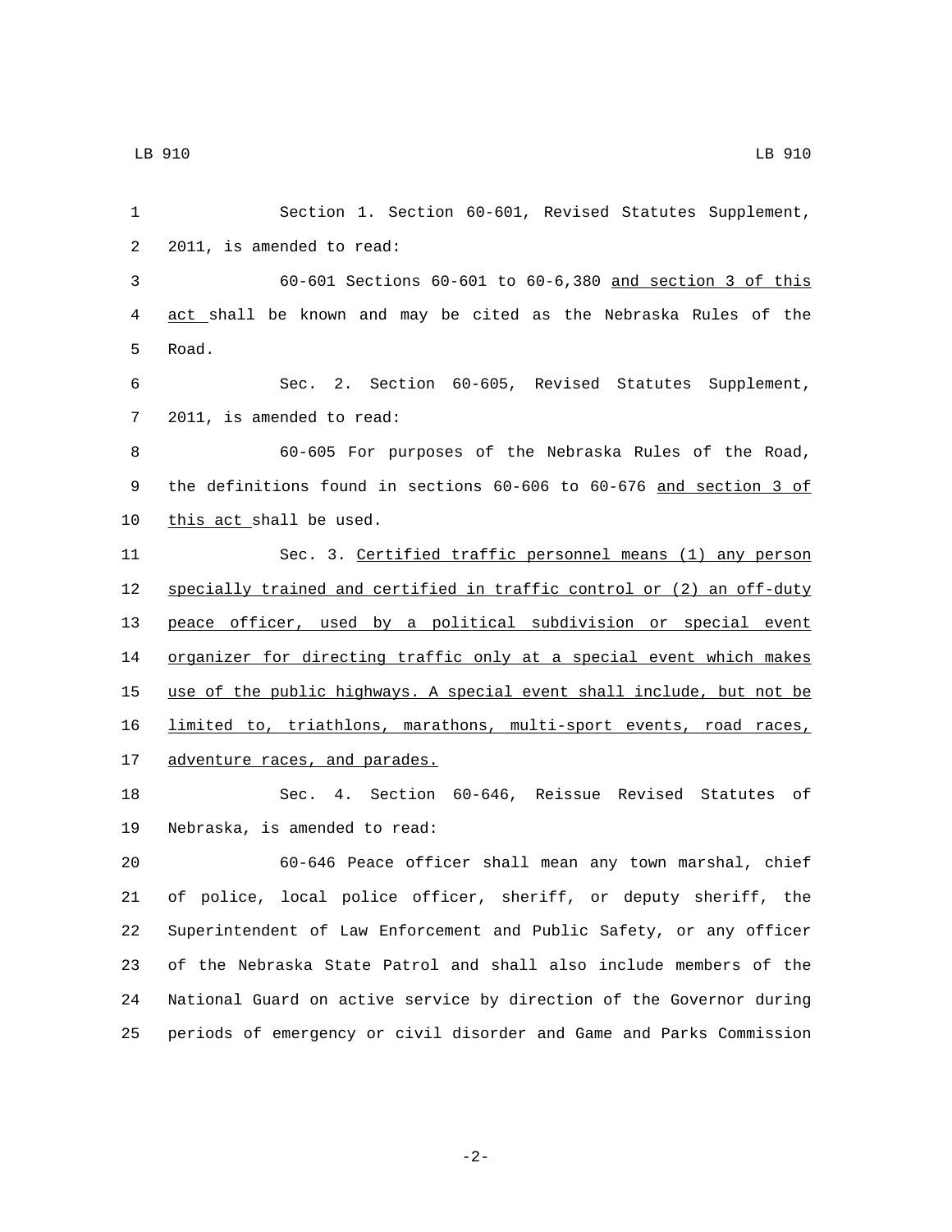Section 1. Section 60-601, Revised Statutes Supplement, 2011, is amended to read:

60-601 Sections 60-601 to 60-6,380 <u>and section 3 of this act</u> shall be known and may be cited as the Nebraska Rules of the Road.

Sec. 2. Section 60-605, Revised Statutes Supplement, 2011, is amended to read:

60-605 For purposes of the Nebraska Rules of the Road, the definitions found in sections 60-606 to 60-676 <u>and section 3 of this act</u> shall be used.

Sec. 3. <u>Certified traffic personnel means (1) any person specially trained and certified in traffic control or (2) an off-duty peace officer, used by a political subdivision or special event organizer for directing traffic only at a special event which makes use of the public highways. A special event shall include, but not be limited to, triathlons, marathons, multi-sport events, road races, adventure races, and parades.</u>

Sec. 4. Section 60-646, Reissue Revised Statutes of Nebraska, is amended to read:

60-646 Peace officer shall mean any town marshal, chief of police, local police officer, sheriff, or deputy sheriff, the Superintendent of Law Enforcement and Public Safety, or any officer of the Nebraska State Patrol and shall also include members of the National Guard on active service by direction of the Governor during periods of emergency or civil disorder and Game and Parks Commission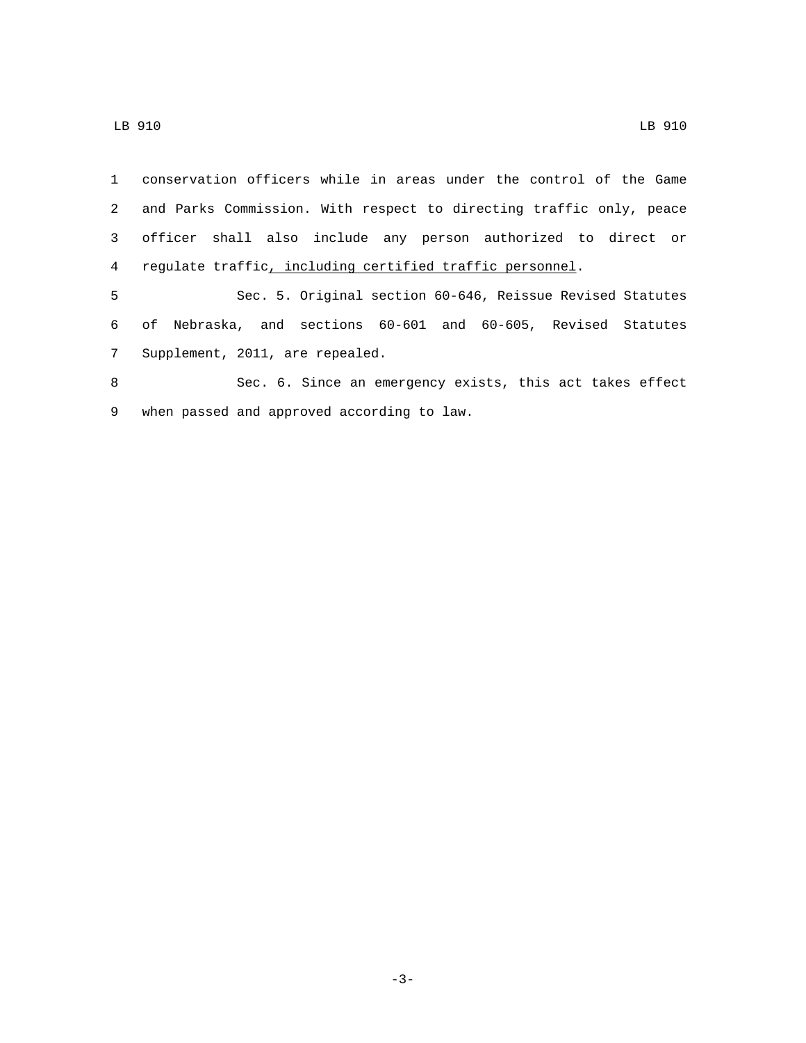conservation officers while in areas under the control of the Game and Parks Commission. With respect to directing traffic only, peace officer shall also include any person authorized to direct or regulate traffic<u>, including certified traffic personnel</u>.

Sec. 5. Original section 60-646, Reissue Revised Statutes of Nebraska, and sections 60-601 and 60-605, Revised Statutes Supplement, 2011, are repealed.

Sec. 6. Since an emergency exists, this act takes effect when passed and approved according to law.